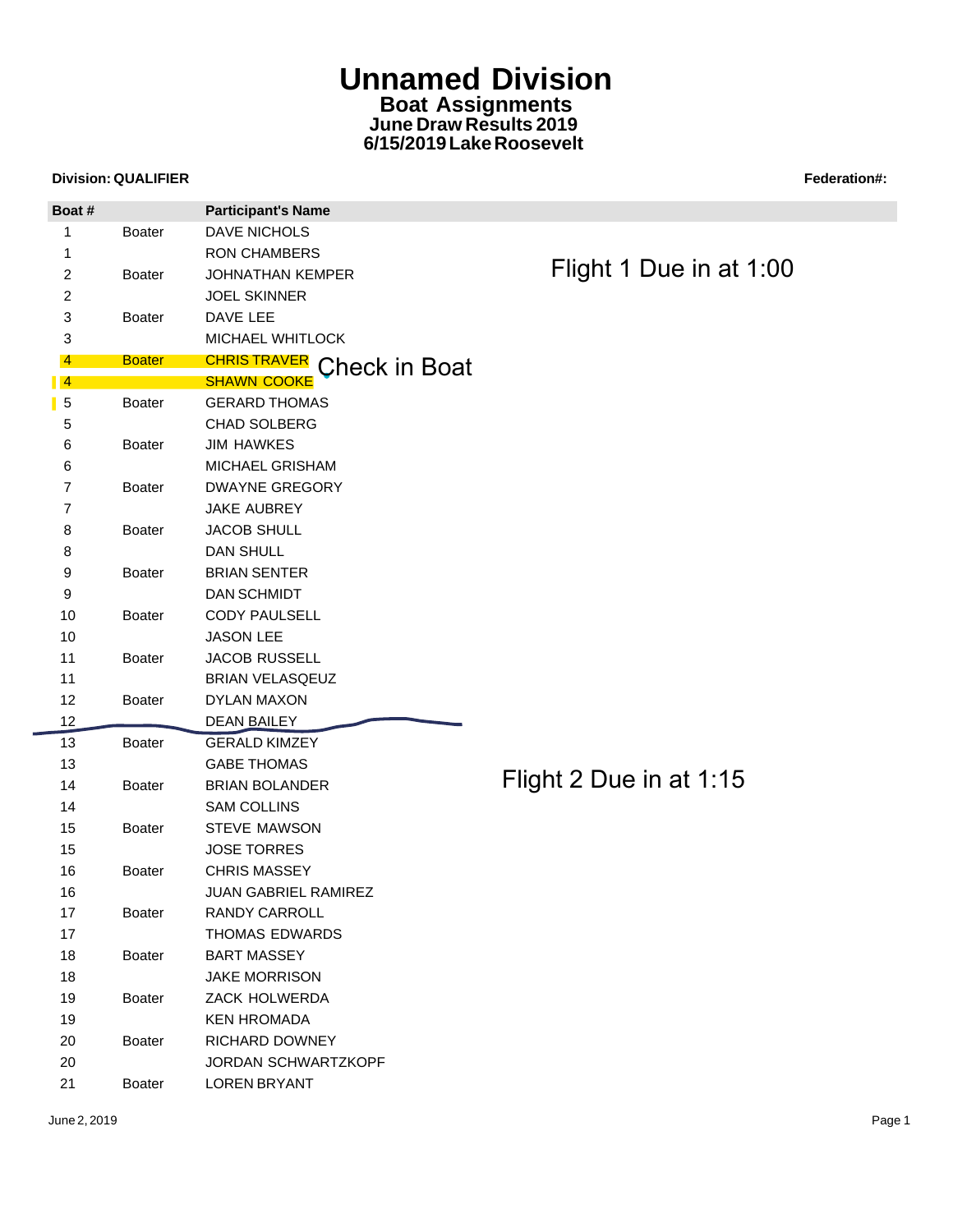# Unnamed Division

## Boat Assignments

### June Draw Results 2019

### 6/15/2019 Lake Roosevelt

**Division: QUALIFIER** **Federation#:**

Flight 1 Due in at 1:00

Check in Boat

| Boat # | | Participant's Name |
|---|---|---|
| 1 | Boater | DAVE NICHOLS |
| 1 | | RON CHAMBERS |
| 2 | Boater | JOHNATHAN KEMPER |
| 2 | | JOEL SKINNER |
| 3 | Boater | DAVE LEE |
| 3 | | MICHAEL WHITLOCK |
| 4 | Boater | CHRIS TRAVER |
| 4 | | SHAWN COOKE |
| 5 | Boater | GERARD THOMAS |
| 5 | | CHAD SOLBERG |
| 6 | Boater | JIM HAWKES |
| 6 | | MICHAEL GRISHAM |
| 7 | Boater | DWAYNE GREGORY |
| 7 | | JAKE AUBREY |
| 8 | Boater | JACOB SHULL |
| 8 | | DAN SHULL |
| 9 | Boater | BRIAN SENTER |
| 9 | | DAN SCHMIDT |
| 10 | Boater | CODY PAULSELL |
| 10 | | JASON LEE |
| 11 | Boater | JACOB RUSSELL |
| 11 | | BRIAN VELASQEUZ |
| 12 | Boater | DYLAN MAXON |
| 12 | | DEAN BAILEY |

Flight 2 Due in at 1:15

| Boat # | | Participant's Name |
|---|---|---|
| 13 | Boater | GERALD KIMZEY |
| 13 | | GABE THOMAS |
| 14 | Boater | BRIAN BOLANDER |
| 14 | | SAM COLLINS |
| 15 | Boater | STEVE MAWSON |
| 15 | | JOSE TORRES |
| 16 | Boater | CHRIS MASSEY |
| 16 | | JUAN GABRIEL RAMIREZ |
| 17 | Boater | RANDY CARROLL |
| 17 | | THOMAS EDWARDS |
| 18 | Boater | BART MASSEY |
| 18 | | JAKE MORRISON |
| 19 | Boater | ZACK HOLWERDA |
| 19 | | KEN HROMADA |
| 20 | Boater | RICHARD DOWNEY |
| 20 | | JORDAN SCHWARTZKOPF |
| 21 | Boater | LOREN BRYANT |

June 2, 2019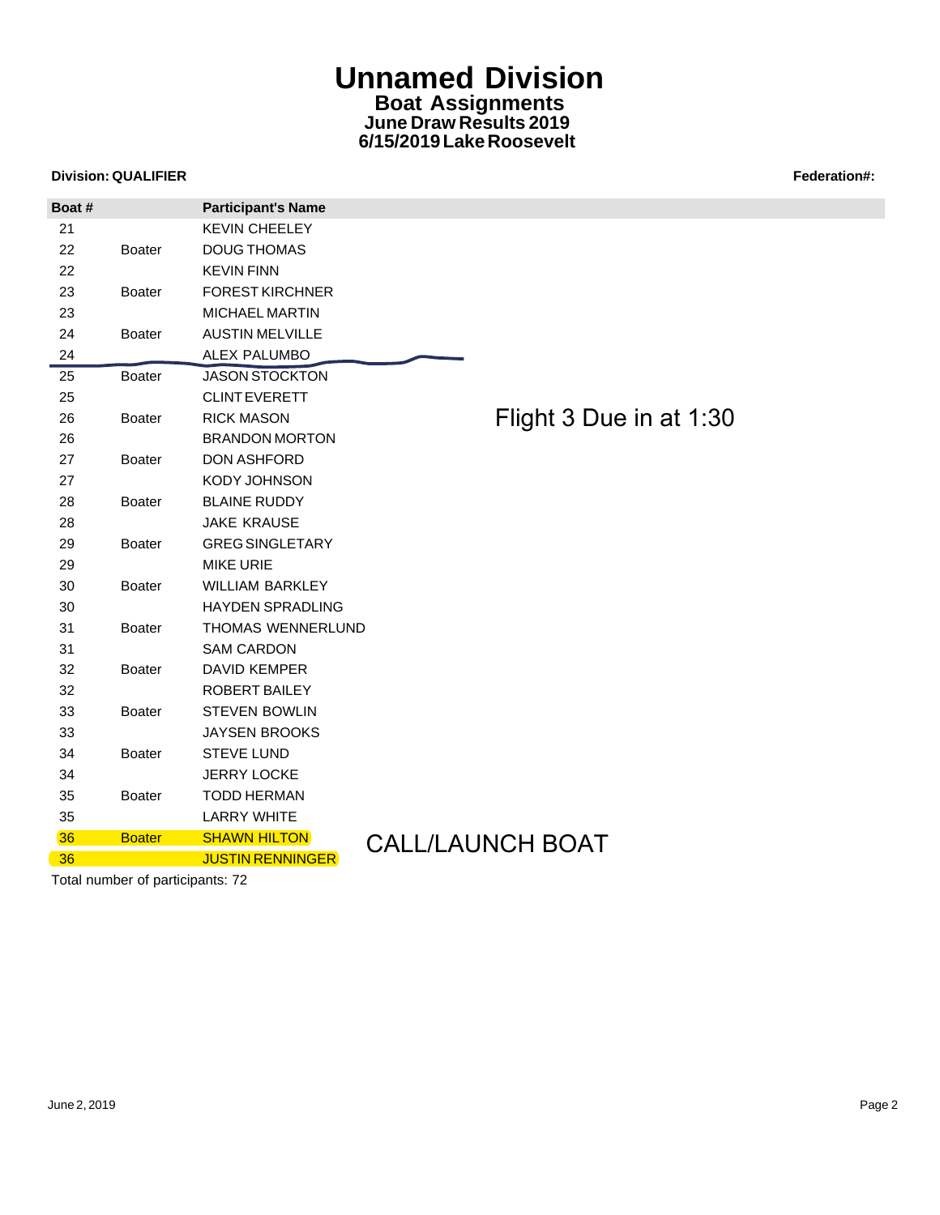# Unnamed Division

## Boat Assignments

### June Draw Results 2019

### 6/15/2019 Lake Roosevelt

**Division: QUALIFIER**

**Federation#:**

| Boat # | | Participant's Name |
|---|---|---|
| 21 | | KEVIN CHEELEY |
| 22 | Boater | DOUG THOMAS |
| 22 | | KEVIN FINN |
| 23 | Boater | FOREST KIRCHNER |
| 23 | | MICHAEL MARTIN |
| 24 | Boater | AUSTIN MELVILLE |
| 24 | | ALEX PALUMBO |
| 25 | Boater | JASON STOCKTON |
| 25 | | CLINT EVERETT |
| 26 | Boater | RICK MASON |
| 26 | | BRANDON MORTON |
| 27 | Boater | DON ASHFORD |
| 27 | | KODY JOHNSON |
| 28 | Boater | BLAINE RUDDY |
| 28 | | JAKE KRAUSE |
| 29 | Boater | GREG SINGLETARY |
| 29 | | MIKE URIE |
| 30 | Boater | WILLIAM BARKLEY |
| 30 | | HAYDEN SPRADLING |
| 31 | Boater | THOMAS WENNERLUND |
| 31 | | SAM CARDON |
| 32 | Boater | DAVID KEMPER |
| 32 | | ROBERT BAILEY |
| 33 | Boater | STEVEN BOWLIN |
| 33 | | JAYSEN BROOKS |
| 34 | Boater | STEVE LUND |
| 34 | | JERRY LOCKE |
| 35 | Boater | TODD HERMAN |
| 35 | | LARRY WHITE |
| 36 | Boater | SHAWN HILTON |
| 36 | | JUSTIN RENNINGER |

Flight 3 Due in at 1:30

CALL/LAUNCH BOAT

Total number of participants: 72

June 2, 2019